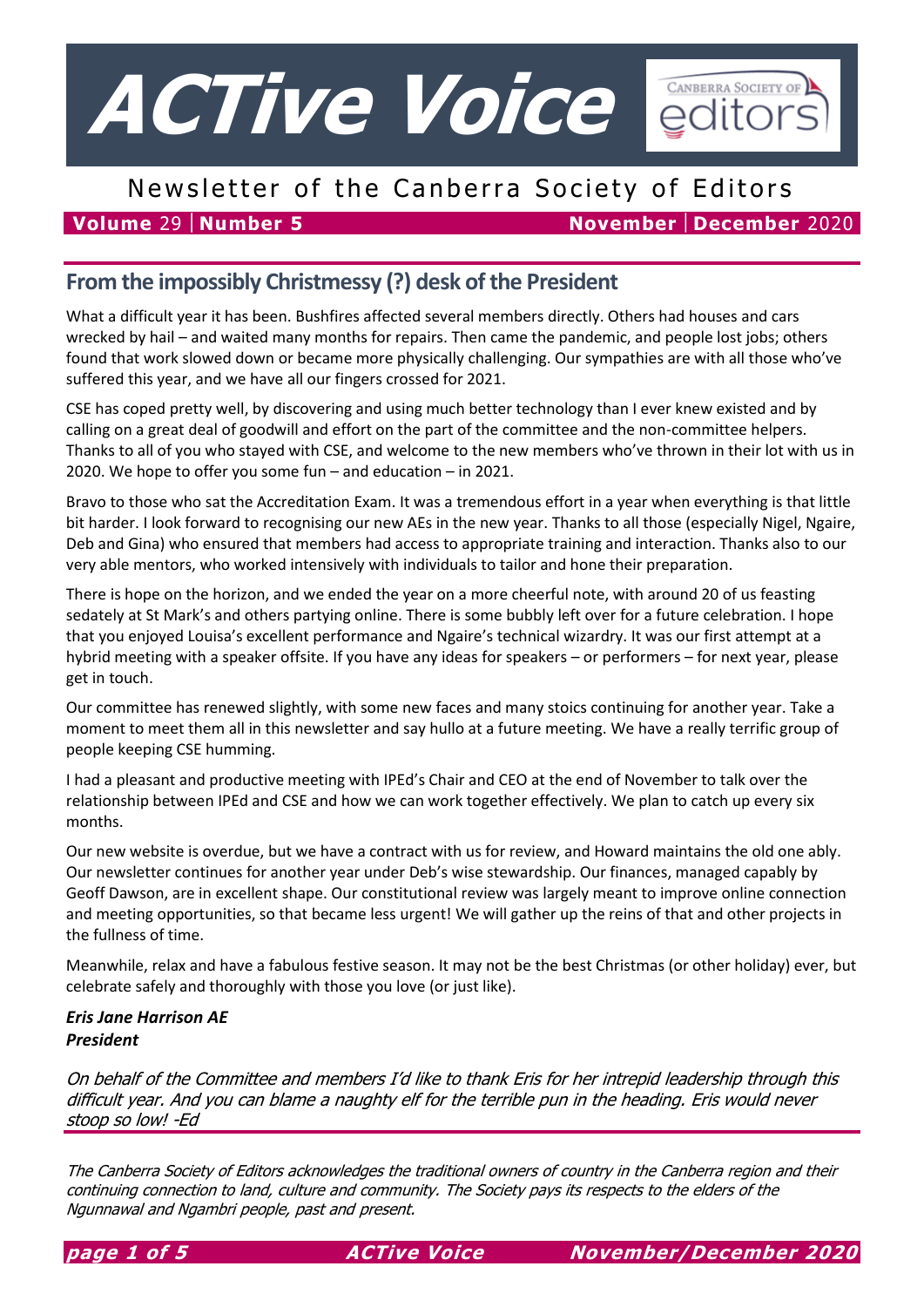# ACTive Voice

## Newsletter of the Canberra Society of Editors

**Volume** 29 | **Number 5** **November** | **December** 2020

## From the impossibly Christmessy (?) desk of the President

What a difficult year it has been. Bushfires affected several members directly. Others had houses and cars wrecked by hail – and waited many months for repairs. Then came the pandemic, and people lost jobs; others found that work slowed down or became more physically challenging. Our sympathies are with all those who've suffered this year, and we have all our fingers crossed for 2021.

CSE has coped pretty well, by discovering and using much better technology than I ever knew existed and by calling on a great deal of goodwill and effort on the part of the committee and the non-committee helpers. Thanks to all of you who stayed with CSE, and welcome to the new members who've thrown in their lot with us in 2020. We hope to offer you some fun – and education – in 2021.

Bravo to those who sat the Accreditation Exam. It was a tremendous effort in a year when everything is that little bit harder. I look forward to recognising our new AEs in the new year. Thanks to all those (especially Nigel, Ngaire, Deb and Gina) who ensured that members had access to appropriate training and interaction. Thanks also to our very able mentors, who worked intensively with individuals to tailor and hone their preparation.

There is hope on the horizon, and we ended the year on a more cheerful note, with around 20 of us feasting sedately at St Mark's and others partying online. There is some bubbly left over for a future celebration. I hope that you enjoyed Louisa's excellent performance and Ngaire's technical wizardry. It was our first attempt at a hybrid meeting with a speaker offsite. If you have any ideas for speakers – or performers – for next year, please get in touch.

Our committee has renewed slightly, with some new faces and many stoics continuing for another year. Take a moment to meet them all in this newsletter and say hullo at a future meeting. We have a really terrific group of people keeping CSE humming.

I had a pleasant and productive meeting with IPEd's Chair and CEO at the end of November to talk over the relationship between IPEd and CSE and how we can work together effectively. We plan to catch up every six months.

Our new website is overdue, but we have a contract with us for review, and Howard maintains the old one ably. Our newsletter continues for another year under Deb's wise stewardship. Our finances, managed capably by Geoff Dawson, are in excellent shape. Our constitutional review was largely meant to improve online connection and meeting opportunities, so that became less urgent! We will gather up the reins of that and other projects in the fullness of time.

Meanwhile, relax and have a fabulous festive season. It may not be the best Christmas (or other holiday) ever, but celebrate safely and thoroughly with those you love (or just like).

***Eris Jane Harrison AE***
***President***

*On behalf of the Committee and members I'd like to thank Eris for her intrepid leadership through this difficult year. And you can blame a naughty elf for the terrible pun in the heading. Eris would never stoop so low! -Ed*

*The Canberra Society of Editors acknowledges the traditional owners of country in the Canberra region and their continuing connection to land, culture and community. The Society pays its respects to the elders of the Ngunnawal and Ngambri people, past and present.*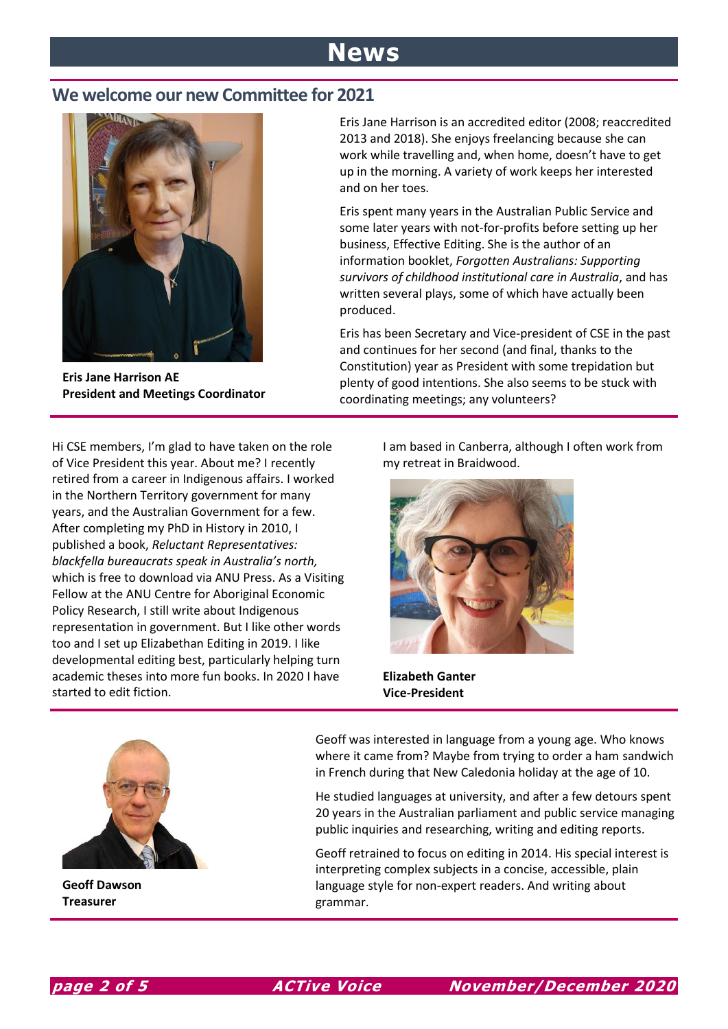# News

## We welcome our new Committee for 2021

**Eris Jane Harrison AE**
**President and Meetings Coordinator**

Eris Jane Harrison is an accredited editor (2008; reaccredited 2013 and 2018). She enjoys freelancing because she can work while travelling and, when home, doesn't have to get up in the morning. A variety of work keeps her interested and on her toes.

Eris spent many years in the Australian Public Service and some later years with not-for-profits before setting up her business, Effective Editing. She is the author of an information booklet, *Forgotten Australians: Supporting survivors of childhood institutional care in Australia*, and has written several plays, some of which have actually been produced.

Eris has been Secretary and Vice-president of CSE in the past and continues for her second (and final, thanks to the Constitution) year as President with some trepidation but plenty of good intentions. She also seems to be stuck with coordinating meetings; any volunteers?

---

Hi CSE members, I'm glad to have taken on the role of Vice President this year. About me? I recently retired from a career in Indigenous affairs. I worked in the Northern Territory government for many years, and the Australian Government for a few. After completing my PhD in History in 2010, I published a book, *Reluctant Representatives: blackfella bureaucrats speak in Australia's north,* which is free to download via ANU Press. As a Visiting Fellow at the ANU Centre for Aboriginal Economic Policy Research, I still write about Indigenous representation in government. But I like other words too and I set up Elizabethan Editing in 2019. I like developmental editing best, particularly helping turn academic theses into more fun books. In 2020 I have started to edit fiction.

I am based in Canberra, although I often work from my retreat in Braidwood.

**Elizabeth Ganter**
**Vice-President**

---

**Geoff Dawson**
**Treasurer**

Geoff was interested in language from a young age. Who knows where it came from? Maybe from trying to order a ham sandwich in French during that New Caledonia holiday at the age of 10.

He studied languages at university, and after a few detours spent 20 years in the Australian parliament and public service managing public inquiries and researching, writing and editing reports.

Geoff retrained to focus on editing in 2014. His special interest is interpreting complex subjects in a concise, accessible, plain language style for non-expert readers. And writing about grammar.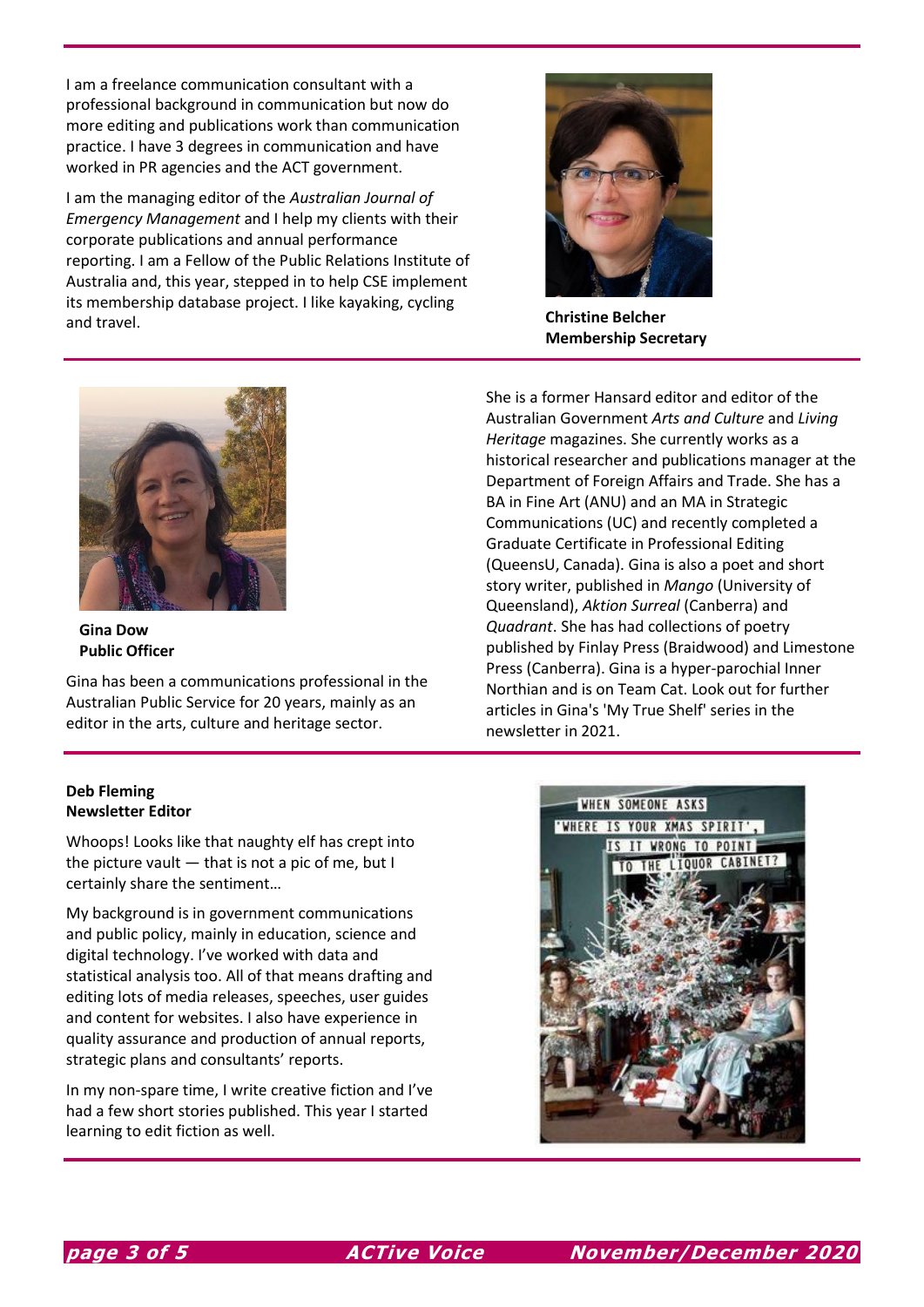I am a freelance communication consultant with a professional background in communication but now do more editing and publications work than communication practice. I have 3 degrees in communication and have worked in PR agencies and the ACT government.

I am the managing editor of the *Australian Journal of Emergency Management* and I help my clients with their corporate publications and annual performance reporting. I am a Fellow of the Public Relations Institute of Australia and, this year, stepped in to help CSE implement its membership database project. I like kayaking, cycling and travel.

**Christine Belcher**
**Membership Secretary**

---

**Gina Dow**
**Public Officer**

Gina has been a communications professional in the Australian Public Service for 20 years, mainly as an editor in the arts, culture and heritage sector.

She is a former Hansard editor and editor of the Australian Government *Arts and Culture* and *Living Heritage* magazines. She currently works as a historical researcher and publications manager at the Department of Foreign Affairs and Trade. She has a BA in Fine Art (ANU) and an MA in Strategic Communications (UC) and recently completed a Graduate Certificate in Professional Editing (QueensU, Canada). Gina is also a poet and short story writer, published in *Mango* (University of Queensland), *Aktion Surreal* (Canberra) and *Quadrant*. She has had collections of poetry published by Finlay Press (Braidwood) and Limestone Press (Canberra). Gina is a hyper-parochial Inner Northian and is on Team Cat. Look out for further articles in Gina's 'My True Shelf' series in the newsletter in 2021.

---

**Deb Fleming**
**Newsletter Editor**

Whoops! Looks like that naughty elf has crept into the picture vault — that is not a pic of me, but I certainly share the sentiment…

My background is in government communications and public policy, mainly in education, science and digital technology. I've worked with data and statistical analysis too. All of that means drafting and editing lots of media releases, speeches, user guides and content for websites. I also have experience in quality assurance and production of annual reports, strategic plans and consultants' reports.

In my non-spare time, I write creative fiction and I've had a few short stories published. This year I started learning to edit fiction as well.

WHEN SOMEONE ASKS 'WHERE IS YOUR XMAS SPIRIT', IS IT WRONG TO POINT TO THE LIQUOR CABINET?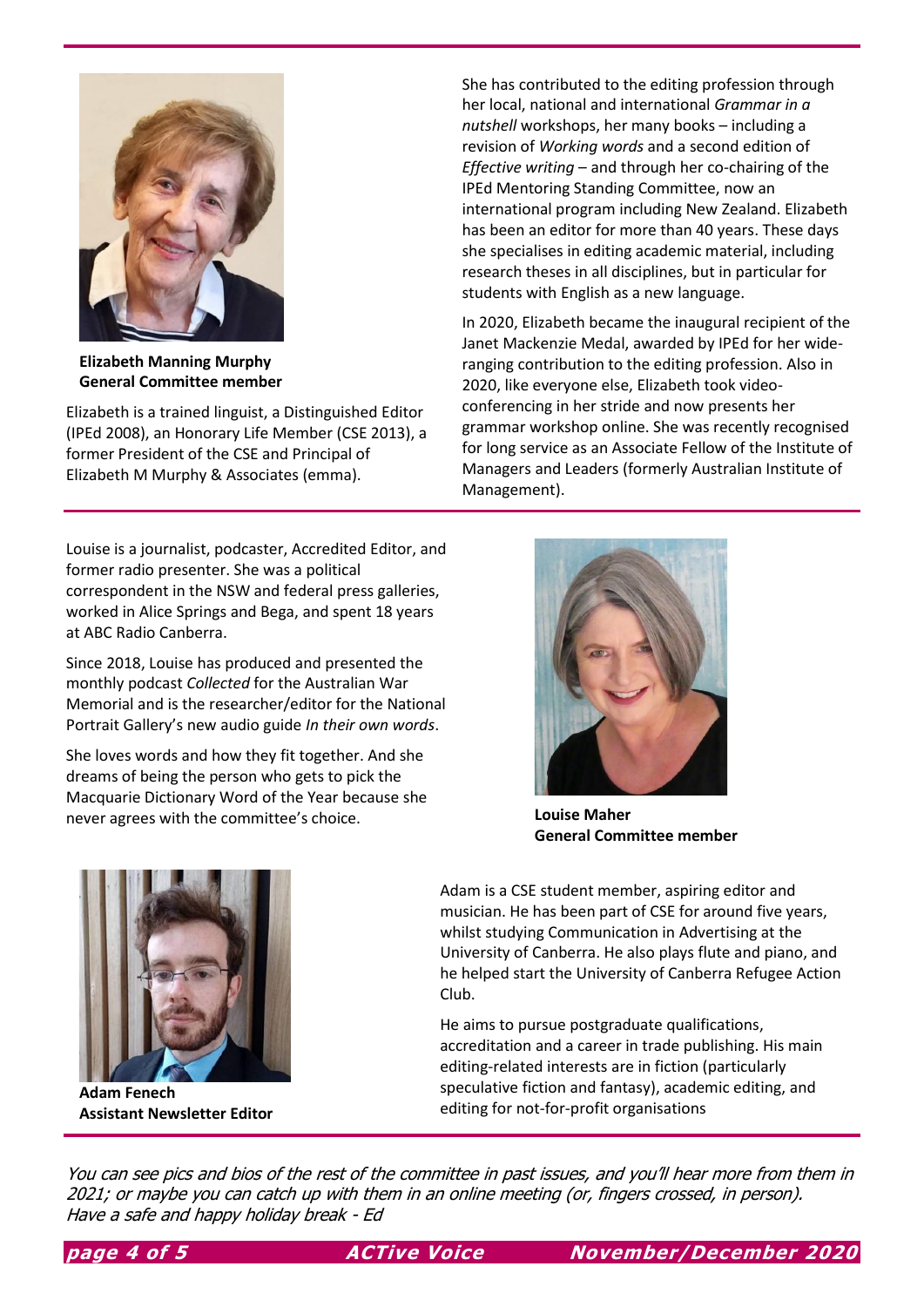**Elizabeth Manning Murphy**
**General Committee member**

Elizabeth is a trained linguist, a Distinguished Editor (IPEd 2008), an Honorary Life Member (CSE 2013), a former President of the CSE and Principal of Elizabeth M Murphy & Associates (emma).

She has contributed to the editing profession through her local, national and international *Grammar in a nutshell* workshops, her many books – including a revision of *Working words* and a second edition of *Effective writing* – and through her co-chairing of the IPEd Mentoring Standing Committee, now an international program including New Zealand. Elizabeth has been an editor for more than 40 years. These days she specialises in editing academic material, including research theses in all disciplines, but in particular for students with English as a new language.

In 2020, Elizabeth became the inaugural recipient of the Janet Mackenzie Medal, awarded by IPEd for her wide-ranging contribution to the editing profession. Also in 2020, like everyone else, Elizabeth took video-conferencing in her stride and now presents her grammar workshop online. She was recently recognised for long service as an Associate Fellow of the Institute of Managers and Leaders (formerly Australian Institute of Management).

---

**Louise Maher**
**General Committee member**

Louise is a journalist, podcaster, Accredited Editor, and former radio presenter. She was a political correspondent in the NSW and federal press galleries, worked in Alice Springs and Bega, and spent 18 years at ABC Radio Canberra.

Since 2018, Louise has produced and presented the monthly podcast *Collected* for the Australian War Memorial and is the researcher/editor for the National Portrait Gallery's new audio guide *In their own words*.

She loves words and how they fit together. And she dreams of being the person who gets to pick the Macquarie Dictionary Word of the Year because she never agrees with the committee's choice.

---

**Adam Fenech**
**Assistant Newsletter Editor**

Adam is a CSE student member, aspiring editor and musician. He has been part of CSE for around five years, whilst studying Communication in Advertising at the University of Canberra. He also plays flute and piano, and he helped start the University of Canberra Refugee Action Club.

He aims to pursue postgraduate qualifications, accreditation and a career in trade publishing. His main editing-related interests are in fiction (particularly speculative fiction and fantasy), academic editing, and editing for not-for-profit organisations

---

*You can see pics and bios of the rest of the committee in past issues, and you'll hear more from them in 2021; or maybe you can catch up with them in an online meeting (or, fingers crossed, in person). Have a safe and happy holiday break - Ed*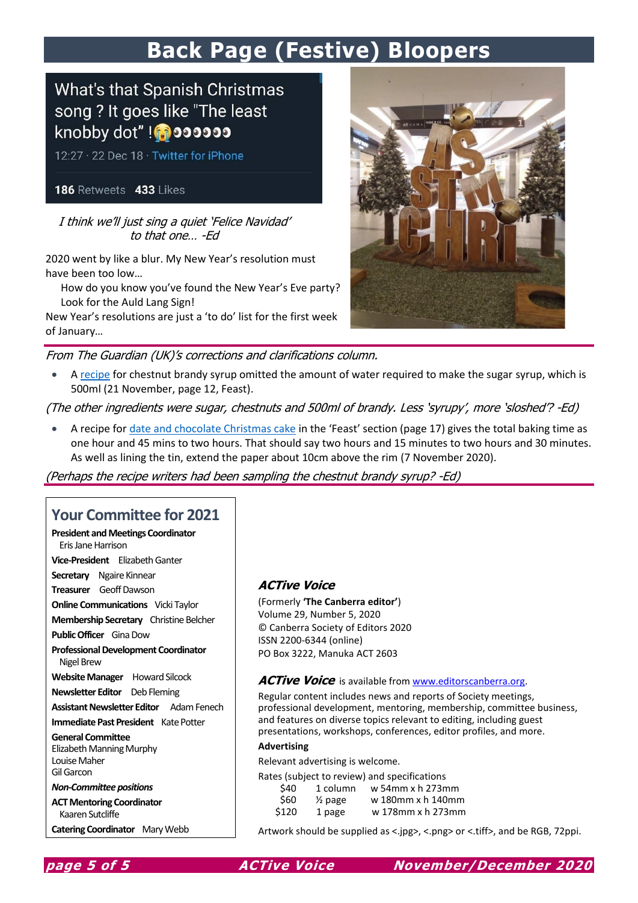# Back Page (Festive) Bloopers

What's that Spanish Christmas song ? It goes like "The least knobby dot" !😱😶😶😶😶😶😶

12:27 · 22 Dec 18 · Twitter for iPhone

**186** Retweets **433** Likes

*I think we'll just sing a quiet 'Felice Navidad' to that one… -Ed*

2020 went by like a blur. My New Year's resolution must have been too low…

How do you know you've found the New Year's Eve party? Look for the Auld Lang Sign!

New Year's resolutions are just a 'to do' list for the first week of January…

*From The Guardian (UK)'s corrections and clarifications column.*

- A recipe for chestnut brandy syrup omitted the amount of water required to make the sugar syrup, which is 500ml (21 November, page 12, Feast).

*(The other ingredients were sugar, chestnuts and 500ml of brandy. Less 'syrupy', more 'sloshed'? -Ed)*

- A recipe for date and chocolate Christmas cake in the 'Feast' section (page 17) gives the total baking time as one hour and 45 mins to two hours. That should say two hours and 15 minutes to two hours and 30 minutes. As well as lining the tin, extend the paper about 10cm above the rim (7 November 2020).

*(Perhaps the recipe writers had been sampling the chestnut brandy syrup? -Ed)*

## Your Committee for 2021

**President and Meetings Coordinator** Eris Jane Harrison
**Vice-President** Elizabeth Ganter
**Secretary** Ngaire Kinnear
**Treasurer** Geoff Dawson
**Online Communications** Vicki Taylor
**Membership Secretary** Christine Belcher
**Public Officer** Gina Dow
**Professional Development Coordinator** Nigel Brew
**Website Manager** Howard Silcock
**Newsletter Editor** Deb Fleming
**Assistant Newsletter Editor** Adam Fenech
**Immediate Past President** Kate Potter
**General Committee**
Elizabeth Manning Murphy
Louise Maher
Gil Garcon

***Non-Committee positions***

**ACT Mentoring Coordinator** Kaaren Sutcliffe
**Catering Coordinator** Mary Webb

### *ACTive Voice*

(Formerly **'The Canberra editor'**)
Volume 29, Number 5, 2020
© Canberra Society of Editors 2020
ISSN 2200-6344 (online)
PO Box 3222, Manuka ACT 2603

***ACTive Voice*** is available from www.editorscanberra.org.

Regular content includes news and reports of Society meetings, professional development, mentoring, membership, committee business, and features on diverse topics relevant to editing, including guest presentations, workshops, conferences, editor profiles, and more.

**Advertising**

Relevant advertising is welcome.

Rates (subject to review) and specifications

| | | |
|---|---|---|
| $40 | 1 column | w 54mm x h 273mm |
| $60 | ½ page | w 180mm x h 140mm |
| $120 | 1 page | w 178mm x h 273mm |

Artwork should be supplied as <.jpg>, <.png> or <.tiff>, and be RGB, 72ppi.